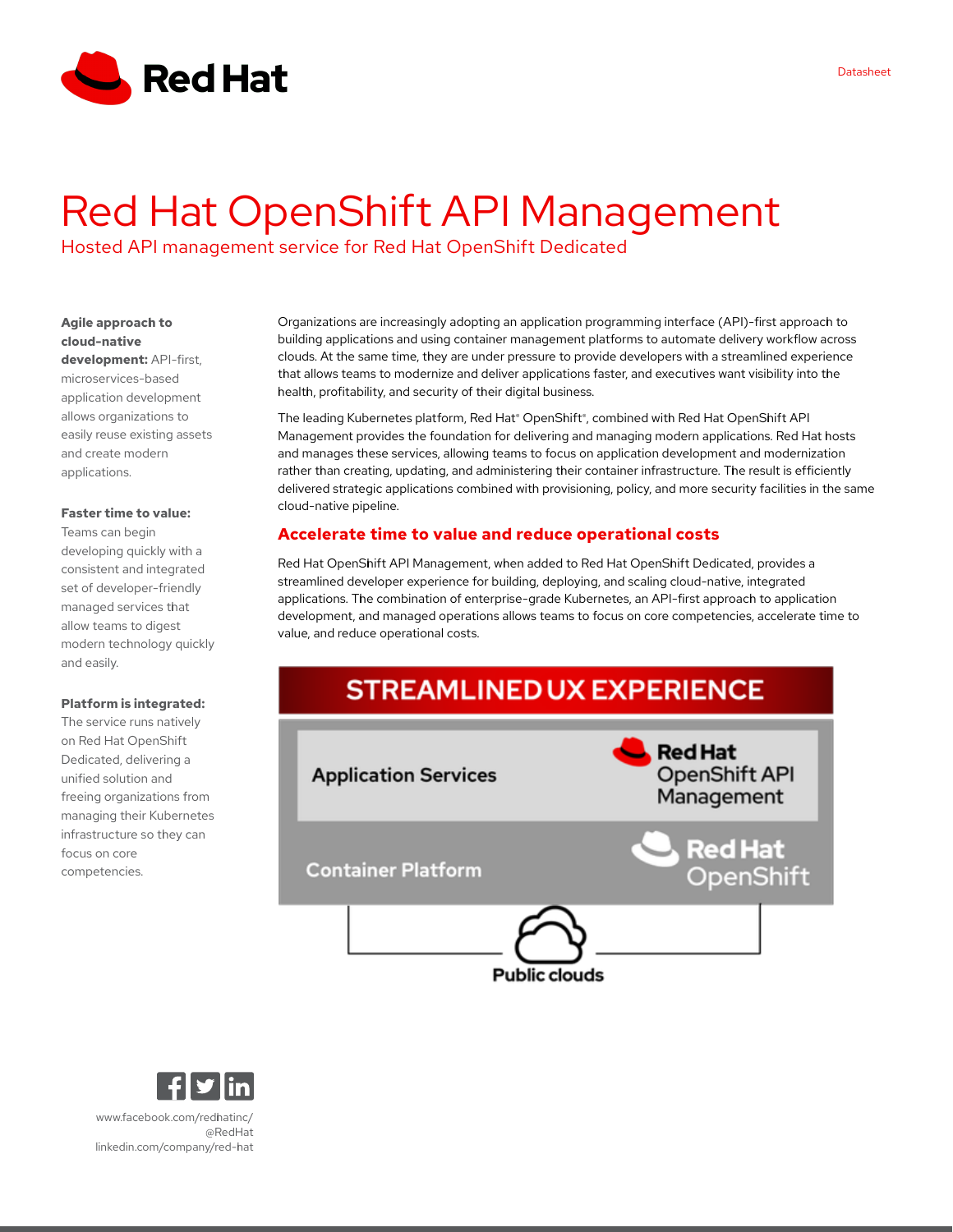Datasheet

# Red Hat OpenShift API Management

## Hosted API management service for Red Hat OpenShift Dedicated

**Agile approach to cloud-native development:** API-first, microservices-based application development allows organizations to easily reuse existing assets and create modern applications.

**Faster time to value:** Teams can begin developing quickly with a consistent and integrated set of developer-friendly managed services that allow teams to digest modern technology quickly and easily.

**Platform is integrated:** The service runs natively on Red Hat OpenShift Dedicated, delivering a unified solution and freeing organizations from managing their Kubernetes infrastructure so they can focus on core competencies.

Organizations are increasingly adopting an application programming interface (API)-first approach to building applications and using container management platforms to automate delivery workflow across clouds. At the same time, they are under pressure to provide developers with a streamlined experience that allows teams to modernize and deliver applications faster, and executives want visibility into the health, profitability, and security of their digital business.

The leading Kubernetes platform, Red Hat® OpenShift®, combined with Red Hat OpenShift API Management provides the foundation for delivering and managing modern applications. Red Hat hosts and manages these services, allowing teams to focus on application development and modernization rather than creating, updating, and administering their container infrastructure. The result is efficiently delivered strategic applications combined with provisioning, policy, and more security facilities in the same cloud-native pipeline.

### Accelerate time to value and reduce operational costs

Red Hat OpenShift API Management, when added to Red Hat OpenShift Dedicated, provides a streamlined developer experience for building, deploying, and scaling cloud-native, integrated applications. The combination of enterprise-grade Kubernetes, an API-first approach to application development, and managed operations allows teams to focus on core competencies, accelerate time to value, and reduce operational costs.

STREAMLINED UX EXPERIENCE

Application Services — Red Hat OpenShift API Management

Container Platform — Red Hat OpenShift

Public clouds

www.facebook.com/redhatinc/
@RedHat
linkedin.com/company/red-hat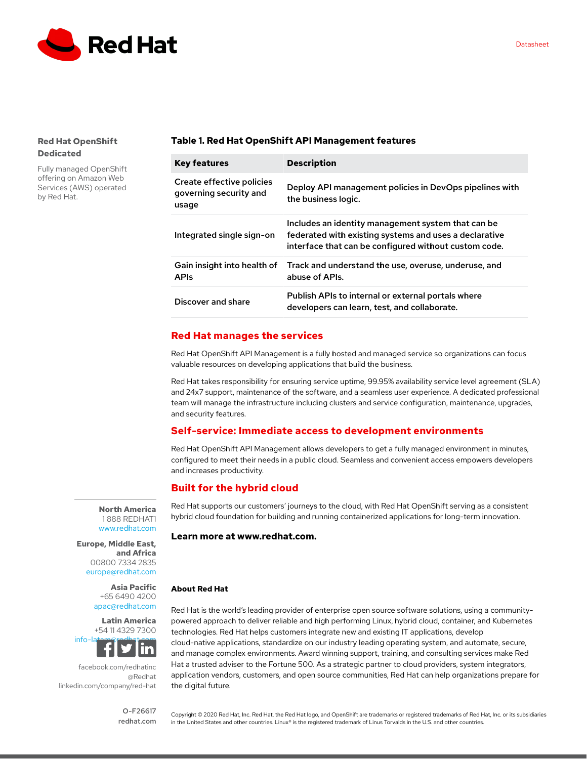Red Hat OpenShift Dedicated

Fully managed OpenShift offering on Amazon Web Services (AWS) operated by Red Hat.

**Table 1. Red Hat OpenShift API Management features**

| Key features | Description |
|---|---|
| Create effective policies governing security and usage | Deploy API management policies in DevOps pipelines with the business logic. |
| Integrated single sign-on | Includes an identity management system that can be federated with existing systems and uses a declarative interface that can be configured without custom code. |
| Gain insight into health of APIs | Track and understand the use, overuse, underuse, and abuse of APIs. |
| Discover and share | Publish APIs to internal or external portals where developers can learn, test, and collaborate. |

## Red Hat manages the services

Red Hat OpenShift API Management is a fully hosted and managed service so organizations can focus valuable resources on developing applications that build the business.

Red Hat takes responsibility for ensuring service uptime, 99.95% availability service level agreement (SLA) and 24x7 support, maintenance of the software, and a seamless user experience. A dedicated professional team will manage the infrastructure including clusters and service configuration, maintenance, upgrades, and security features.

## Self-service: Immediate access to development environments

Red Hat OpenShift API Management allows developers to get a fully managed environment in minutes, configured to meet their needs in a public cloud. Seamless and convenient access empowers developers and increases productivity.

## Built for the hybrid cloud

Red Hat supports our customers' journeys to the cloud, with Red Hat OpenShift serving as a consistent hybrid cloud foundation for building and running containerized applications for long-term innovation.

**Learn more at www.redhat.com.**

### About Red Hat

Red Hat is the world's leading provider of enterprise open source software solutions, using a community-powered approach to deliver reliable and high performing Linux, hybrid cloud, container, and Kubernetes technologies. Red Hat helps customers integrate new and existing IT applications, develop cloud-native applications, standardize on our industry leading operating system, and automate, secure, and manage complex environments. Award winning support, training, and consulting services make Red Hat a trusted adviser to the Fortune 500. As a strategic partner to cloud providers, system integrators, application vendors, customers, and open source communities, Red Hat can help organizations prepare for the digital future.

**North America**
1 888 REDHAT1
www.redhat.com

**Europe, Middle East, and Africa**
00800 7334 2835
europe@redhat.com

**Asia Pacific**
+65 6490 4200
apac@redhat.com

**Latin America**
+54 11 4329 7300
info-latam@redhat.com

facebook.com/redhatinc
@Redhat
linkedin.com/company/red-hat

O-F26617
redhat.com

Copyright © 2020 Red Hat, Inc. Red Hat, the Red Hat logo, and OpenShift are trademarks or registered trademarks of Red Hat, Inc. or its subsidiaries in the United States and other countries. Linux® is the registered trademark of Linus Torvalds in the U.S. and other countries.